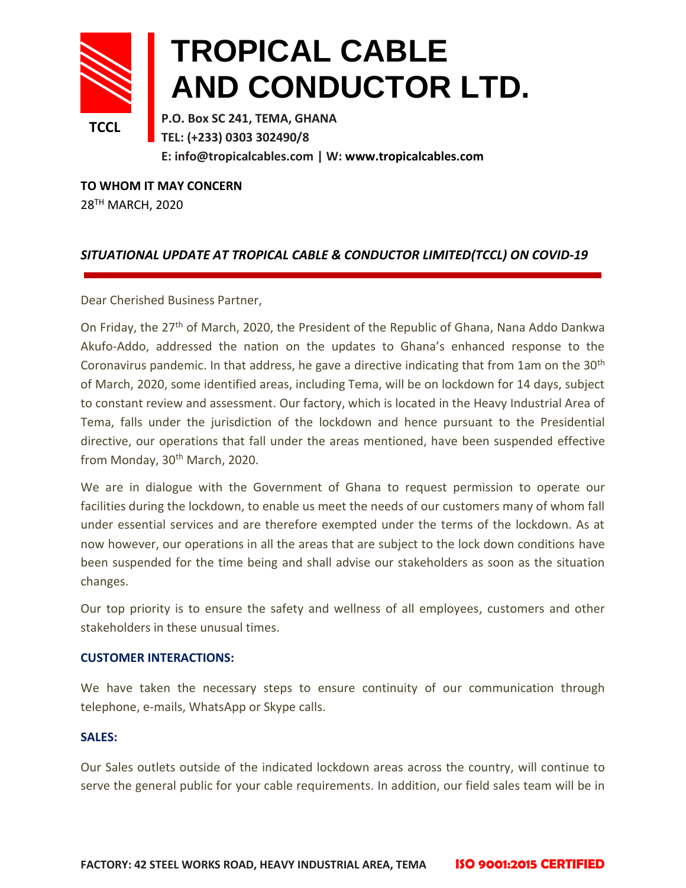# TROPICAL CABLE AND CONDUCTOR LTD.

TCCL

**P.O. Box SC 241, TEMA, GHANA**
**TEL: (+233) 0303 302490/8**
**E: info@tropicalcables.com | W: www.tropicalcables.com**

**TO WHOM IT MAY CONCERN**
28TH MARCH, 2020

***SITUATIONAL UPDATE AT TROPICAL CABLE & CONDUCTOR LIMITED(TCCL) ON COVID-19***

Dear Cherished Business Partner,

On Friday, the 27th of March, 2020, the President of the Republic of Ghana, Nana Addo Dankwa Akufo-Addo, addressed the nation on the updates to Ghana's enhanced response to the Coronavirus pandemic. In that address, he gave a directive indicating that from 1am on the 30th of March, 2020, some identified areas, including Tema, will be on lockdown for 14 days, subject to constant review and assessment. Our factory, which is located in the Heavy Industrial Area of Tema, falls under the jurisdiction of the lockdown and hence pursuant to the Presidential directive, our operations that fall under the areas mentioned, have been suspended effective from Monday, 30th March, 2020.

We are in dialogue with the Government of Ghana to request permission to operate our facilities during the lockdown, to enable us meet the needs of our customers many of whom fall under essential services and are therefore exempted under the terms of the lockdown. As at now however, our operations in all the areas that are subject to the lock down conditions have been suspended for the time being and shall advise our stakeholders as soon as the situation changes.

Our top priority is to ensure the safety and wellness of all employees, customers and other stakeholders in these unusual times.

**CUSTOMER INTERACTIONS:**

We have taken the necessary steps to ensure continuity of our communication through telephone, e-mails, WhatsApp or Skype calls.

**SALES:**

Our Sales outlets outside of the indicated lockdown areas across the country, will continue to serve the general public for your cable requirements. In addition, our field sales team will be in

**FACTORY: 42 STEEL WORKS ROAD, HEAVY INDUSTRIAL AREA, TEMA** **ISO 9001:2015 CERTIFIED**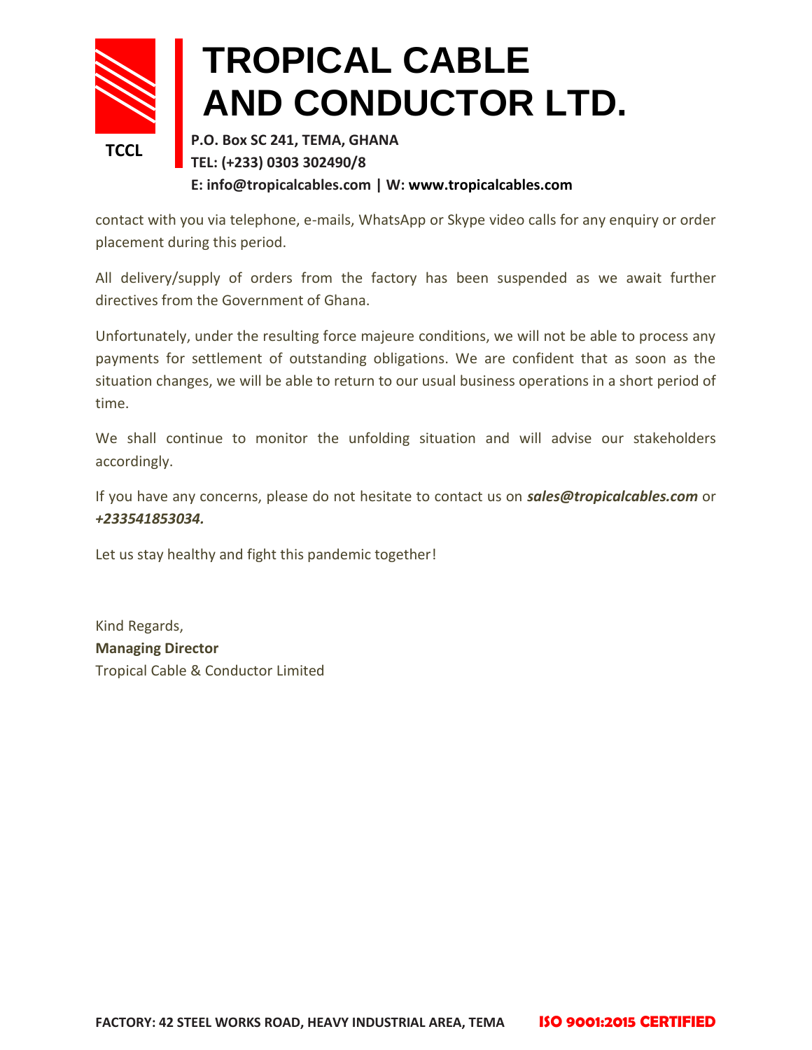contact with you via telephone, e-mails, WhatsApp or Skype video calls for any enquiry or order placement during this period.

All delivery/supply of orders from the factory has been suspended as we await further directives from the Government of Ghana.

Unfortunately, under the resulting force majeure conditions, we will not be able to process any payments for settlement of outstanding obligations. We are confident that as soon as the situation changes, we will be able to return to our usual business operations in a short period of time.

We shall continue to monitor the unfolding situation and will advise our stakeholders accordingly.

If you have any concerns, please do not hesitate to contact us on ***sales@tropicalcables.com*** or ***+233541853034.***

Let us stay healthy and fight this pandemic together!

Kind Regards,
**Managing Director**
Tropical Cable & Conductor Limited